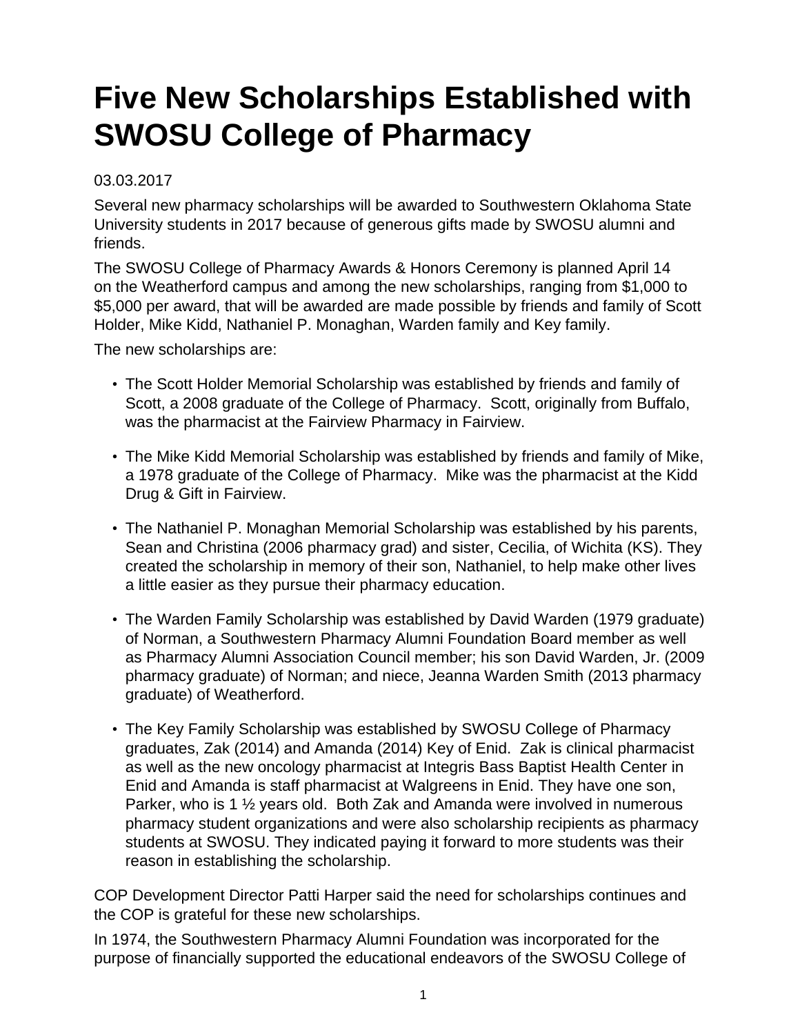# Five New Scholarships Established with SWOSU College of Pharmacy

03.03.2017

Several new pharmacy scholarships will be awarded to Southwestern Oklahoma State University students in 2017 because of generous gifts made by SWOSU alumni and friends.

The SWOSU College of Pharmacy Awards & Honors Ceremony is planned April 14 on the Weatherford campus and among the new scholarships, ranging from $1,000 to $5,000 per award, that will be awarded are made possible by friends and family of Scott Holder, Mike Kidd, Nathaniel P. Monaghan, Warden family and Key family.

The new scholarships are:

- The Scott Holder Memorial Scholarship was established by friends and family of Scott, a 2008 graduate of the College of Pharmacy. Scott, originally from Buffalo, was the pharmacist at the Fairview Pharmacy in Fairview.
- The Mike Kidd Memorial Scholarship was established by friends and family of Mike, a 1978 graduate of the College of Pharmacy. Mike was the pharmacist at the Kidd Drug & Gift in Fairview.
- The Nathaniel P. Monaghan Memorial Scholarship was established by his parents, Sean and Christina (2006 pharmacy grad) and sister, Cecilia, of Wichita (KS). They created the scholarship in memory of their son, Nathaniel, to help make other lives a little easier as they pursue their pharmacy education.
- The Warden Family Scholarship was established by David Warden (1979 graduate) of Norman, a Southwestern Pharmacy Alumni Foundation Board member as well as Pharmacy Alumni Association Council member; his son David Warden, Jr. (2009 pharmacy graduate) of Norman; and niece, Jeanna Warden Smith (2013 pharmacy graduate) of Weatherford.
- The Key Family Scholarship was established by SWOSU College of Pharmacy graduates, Zak (2014) and Amanda (2014) Key of Enid. Zak is clinical pharmacist as well as the new oncology pharmacist at Integris Bass Baptist Health Center in Enid and Amanda is staff pharmacist at Walgreens in Enid. They have one son, Parker, who is 1 ½ years old. Both Zak and Amanda were involved in numerous pharmacy student organizations and were also scholarship recipients as pharmacy students at SWOSU. They indicated paying it forward to more students was their reason in establishing the scholarship.

COP Development Director Patti Harper said the need for scholarships continues and the COP is grateful for these new scholarships.

In 1974, the Southwestern Pharmacy Alumni Foundation was incorporated for the purpose of financially supported the educational endeavors of the SWOSU College of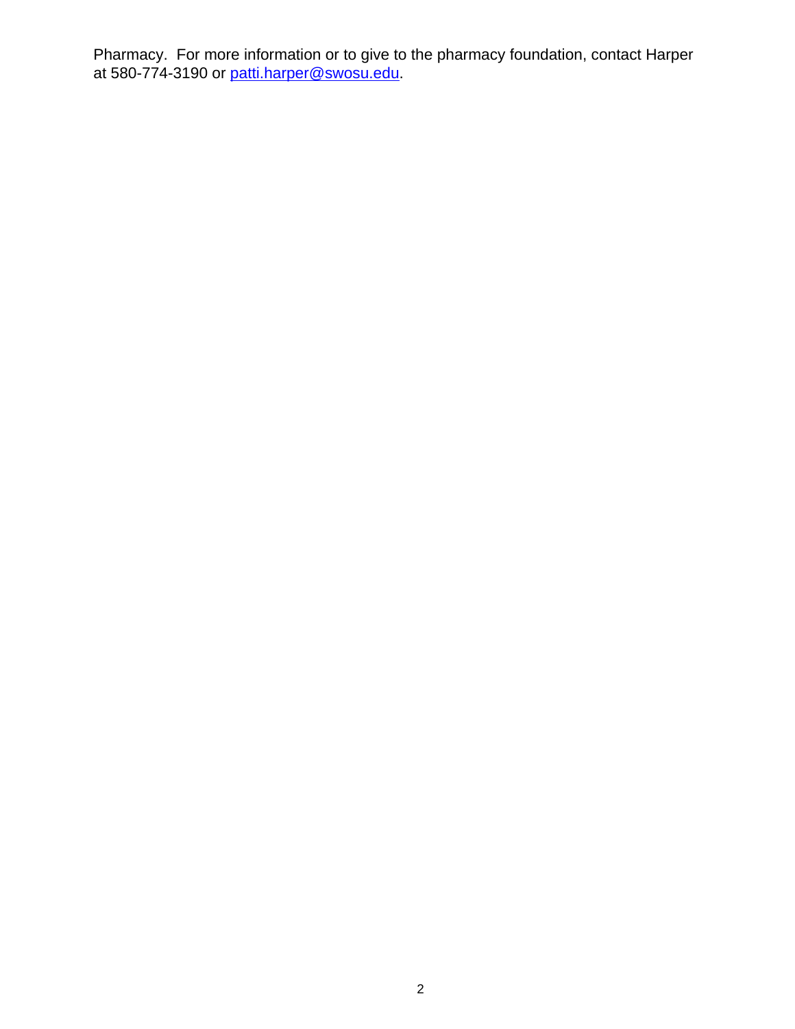Pharmacy. For more information or to give to the pharmacy foundation, contact Harper at 580-774-3190 or patti.harper@swosu.edu.